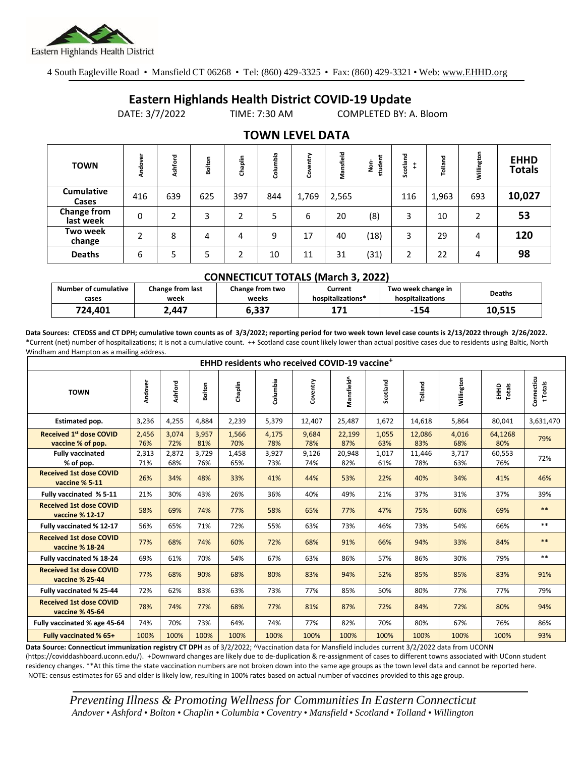Eastern Highlands Health District

4 South Eagleville Road • Mansfield CT 06268 • Tel: (860) 429-3325 • Fax: (860) 429-3321 • Web: www.EHHD.org

# Eastern Highlands Health District COVID-19 Update

DATE: 3/7/2022 TIME: 7:30 AM COMPLETED BY: A. Bloom

## TOWN LEVEL DATA

| TOWN | Andover | Ashford | Bolton | Chaplin | Columbia | Coventry | Mansfield | Non-student | Scotland ++ | Tolland | Willington | EHHD Totals |
|---|---|---|---|---|---|---|---|---|---|---|---|---|
| Cumulative Cases | 416 | 639 | 625 | 397 | 844 | 1,769 | 2,565 | | 116 | 1,963 | 693 | **10,027** |
| Change from last week | 0 | 2 | 3 | 2 | 5 | 6 | 20 | (8) | 3 | 10 | 2 | **53** |
| Two week change | 2 | 8 | 4 | 4 | 9 | 17 | 40 | (18) | 3 | 29 | 4 | **120** |
| Deaths | 6 | 5 | 5 | 2 | 10 | 11 | 31 | (31) | 2 | 22 | 4 | **98** |

### CONNECTICUT TOTALS (March 3, 2022)

| Number of cumulative cases | Change from last week | Change from two weeks | Current hospitalizations* | Two week change in hospitalizations | Deaths |
|---|---|---|---|---|---|
| **724,401** | **2,447** | **6,337** | **171** | **-154** | **10,515** |

**Data Sources: CTEDSS and CT DPH; cumulative town counts as of 3/3/2022; reporting period for two week town level case counts is 2/13/2022 through 2/26/2022.** *Current (net) number of hospitalizations; it is not a cumulative count. ++ Scotland case count likely lower than actual positive cases due to residents using Baltic, North Windham and Hampton as a mailing address.

| EHHD residents who received COVID-19 vaccine+ | | | | | | | | | | | | |
|---|---|---|---|---|---|---|---|---|---|---|---|---|
| **TOWN** | Andover | Ashford | Bolton | Chaplin | Columbia | Coventry | Mansfield^ | Scotland | Tolland | Willington | EHHD Totals | Connecticut Totals |
| **Estimated pop.** | 3,236 | 4,255 | 4,884 | 2,239 | 5,379 | 12,407 | 25,487 | 1,672 | 14,618 | 5,864 | 80,041 | 3,631,470 |
| **Received 1st dose COVID vaccine % of pop.** | 2,456 76% | 3,074 72% | 3,957 81% | 1,566 70% | 4,175 78% | 9,684 78% | 22,199 87% | 1,055 63% | 12,086 83% | 4,016 68% | 64,1268 80% | 79% |
| **Fully vaccinated % of pop.** | 2,313 71% | 2,872 68% | 3,729 76% | 1,458 65% | 3,927 73% | 9,126 74% | 20,948 82% | 1,017 61% | 11,446 78% | 3,717 63% | 60,553 76% | 72% |
| **Received 1st dose COVID vaccine % 5-11** | 26% | 34% | 48% | 33% | 41% | 44% | 53% | 22% | 40% | 34% | 41% | 46% |
| **Fully vaccinated % 5-11** | 21% | 30% | 43% | 26% | 36% | 40% | 49% | 21% | 37% | 31% | 37% | 39% |
| **Received 1st dose COVID vaccine % 12-17** | 58% | 69% | 74% | 77% | 58% | 65% | 77% | 47% | 75% | 60% | 69% | ** |
| **Fully vaccinated % 12-17** | 56% | 65% | 71% | 72% | 55% | 63% | 73% | 46% | 73% | 54% | 66% | ** |
| **Received 1st dose COVID vaccine % 18-24** | 77% | 68% | 74% | 60% | 72% | 68% | 91% | 66% | 94% | 33% | 84% | ** |
| **Fully vaccinated % 18-24** | 69% | 61% | 70% | 54% | 67% | 63% | 86% | 57% | 86% | 30% | 79% | ** |
| **Received 1st dose COVID vaccine % 25-44** | 77% | 68% | 90% | 68% | 80% | 83% | 94% | 52% | 85% | 85% | 83% | 91% |
| **Fully vaccinated % 25-44** | 72% | 62% | 83% | 63% | 73% | 77% | 85% | 50% | 80% | 77% | 77% | 79% |
| **Received 1st dose COVID vaccine % 45-64** | 78% | 74% | 77% | 68% | 77% | 81% | 87% | 72% | 84% | 72% | 80% | 94% |
| **Fully vaccinated % age 45-64** | 74% | 70% | 73% | 64% | 74% | 77% | 82% | 70% | 80% | 67% | 76% | 86% |
| **Fully vaccinated % 65+** | 100% | 100% | 100% | 100% | 100% | 100% | 100% | 100% | 100% | 100% | 100% | 93% |

**Data Source: Connecticut immunization registry CT DPH** as of 3/2/2022; ^Vaccination data for Mansfield includes current 3/2/2022 data from UCONN (https://coviddashboard.uconn.edu/). +Downward changes are likely due to de-duplication & re-assignment of cases to different towns associated with UConn student residency changes. **At this time the state vaccination numbers are not broken down into the same age groups as the town level data and cannot be reported here. NOTE: census estimates for 65 and older is likely low, resulting in 100% rates based on actual number of vaccines provided to this age group.

*Preventing Illness & Promoting Wellness for Communities In Eastern Connecticut*
*Andover • Ashford • Bolton • Chaplin • Columbia • Coventry • Mansfield • Scotland • Tolland • Willington*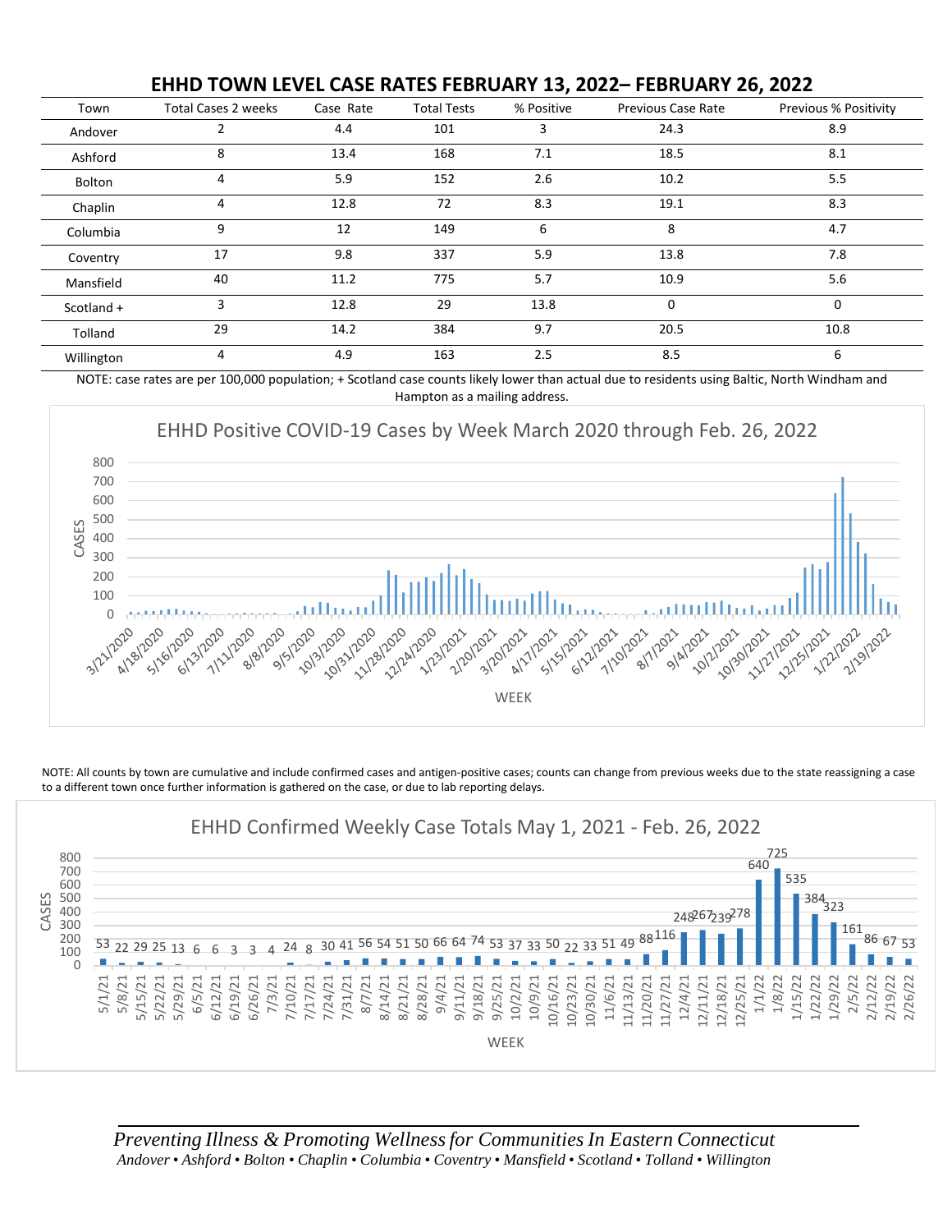## EHHD TOWN LEVEL CASE RATES FEBRUARY 13, 2022– FEBRUARY 26, 2022

| Town | Total Cases 2 weeks | Case Rate | Total Tests | % Positive | Previous Case Rate | Previous % Positivity |
|---|---|---|---|---|---|---|
| Andover | 2 | 4.4 | 101 | 3 | 24.3 | 8.9 |
| Ashford | 8 | 13.4 | 168 | 7.1 | 18.5 | 8.1 |
| Bolton | 4 | 5.9 | 152 | 2.6 | 10.2 | 5.5 |
| Chaplin | 4 | 12.8 | 72 | 8.3 | 19.1 | 8.3 |
| Columbia | 9 | 12 | 149 | 6 | 8 | 4.7 |
| Coventry | 17 | 9.8 | 337 | 5.9 | 13.8 | 7.8 |
| Mansfield | 40 | 11.2 | 775 | 5.7 | 10.9 | 5.6 |
| Scotland + | 3 | 12.8 | 29 | 13.8 | 0 | 0 |
| Tolland | 29 | 14.2 | 384 | 9.7 | 20.5 | 10.8 |
| Willington | 4 | 4.9 | 163 | 2.5 | 8.5 | 6 |

NOTE: case rates are per 100,000 population; + Scotland case counts likely lower than actual due to residents using Baltic, North Windham and Hampton as a mailing address.

EHHD Positive COVID-19 Cases by Week March 2020 through Feb. 26, 2022

CASES

0
100
200
300
400
500
600
700
800

3/21/2020 4/18/2020 5/16/2020 6/13/2020 7/11/2020 8/8/2020 9/5/2020 10/3/2020 10/31/2020 11/28/2020 12/24/2020 1/23/2021 2/20/2021 3/20/2021 4/17/2021 5/15/2021 6/12/2021 7/10/2021 8/7/2021 9/4/2021 10/2/2021 10/30/2021 11/27/2021 12/25/2021 1/22/2022 2/19/2022

WEEK

NOTE: All counts by town are cumulative and include confirmed cases and antigen-positive cases; counts can change from previous weeks due to the state reassigning a case to a different town once further information is gathered on the case, or due to lab reporting delays.

EHHD Confirmed Weekly Case Totals May 1, 2021 - Feb. 26, 2022

CASES

0
100
200
300
400
500
600
700
800

53 22 29 25 13 6 6 3 3 4 24 8 30 41 56 54 51 50 66 64 74 53 37 33 50 22 33 51 49 88 116 248 267 239 278 640 725 535 384 323 161 86 67 53

5/1/21 5/8/21 5/15/21 5/22/21 5/29/21 6/5/21 6/12/21 6/19/21 6/26/21 7/3/21 7/10/21 7/17/21 7/24/21 7/31/21 8/7/21 8/14/21 8/21/21 8/28/21 9/4/21 9/11/21 9/18/21 9/25/21 10/2/21 10/9/21 10/16/21 10/23/21 10/30/21 11/6/21 11/13/21 11/20/21 11/27/21 12/4/21 12/11/21 12/18/21 12/25/21 1/1/22 1/8/22 1/15/22 1/22/22 1/29/22 2/5/22 2/12/22 2/19/22 2/26/22

WEEK

*Preventing Illness & Promoting Wellness for Communities In Eastern Connecticut*
*Andover • Ashford • Bolton • Chaplin • Columbia • Coventry • Mansfield • Scotland • Tolland • Willington*